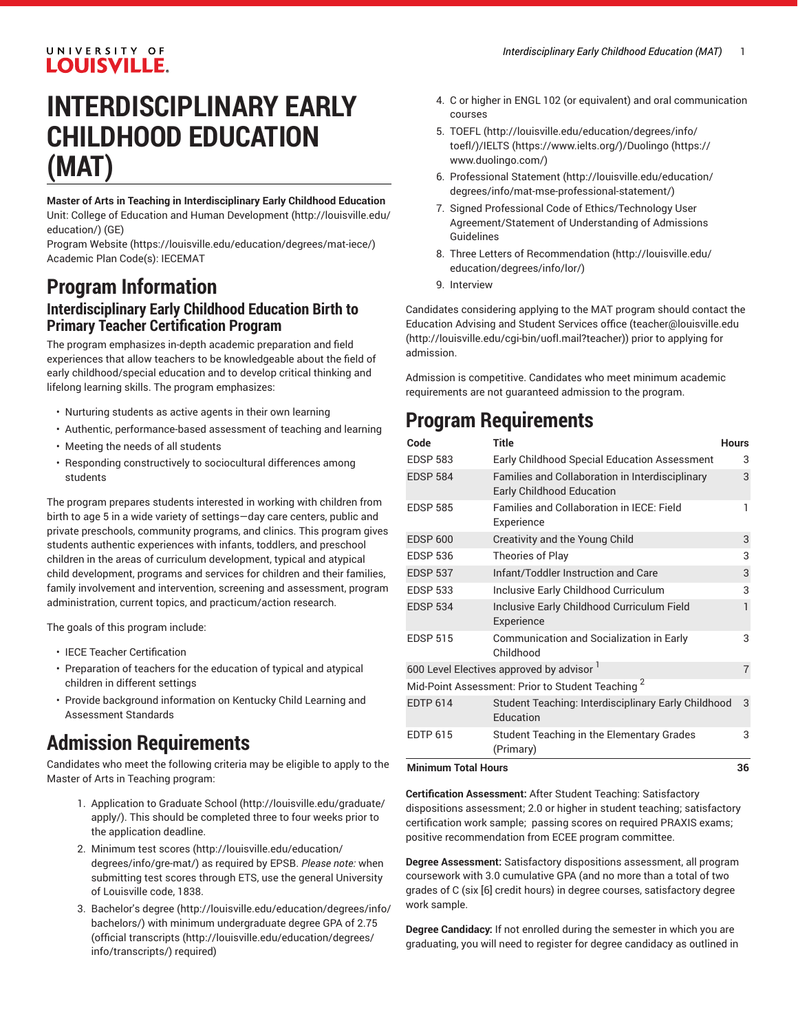# INTERDISCIPLINARY EARLY CHILDHOOD EDUCATION (MAT)

**Master of Arts in Teaching in Interdisciplinary Early Childhood Education**
Unit: College of Education and Human Development (http://louisville.edu/education/) (GE)
Program Website (https://louisville.edu/education/degrees/mat-iece/)
Academic Plan Code(s): IECEMAT

## Program Information

### Interdisciplinary Early Childhood Education Birth to Primary Teacher Certification Program

The program emphasizes in-depth academic preparation and field experiences that allow teachers to be knowledgeable about the field of early childhood/special education and to develop critical thinking and lifelong learning skills. The program emphasizes:

- Nurturing students as active agents in their own learning
- Authentic, performance-based assessment of teaching and learning
- Meeting the needs of all students
- Responding constructively to sociocultural differences among students

The program prepares students interested in working with children from birth to age 5 in a wide variety of settings—day care centers, public and private preschools, community programs, and clinics. This program gives students authentic experiences with infants, toddlers, and preschool children in the areas of curriculum development, typical and atypical child development, programs and services for children and their families, family involvement and intervention, screening and assessment, program administration, current topics, and practicum/action research.

The goals of this program include:

- IECE Teacher Certification
- Preparation of teachers for the education of typical and atypical children in different settings
- Provide background information on Kentucky Child Learning and Assessment Standards

## Admission Requirements

Candidates who meet the following criteria may be eligible to apply to the Master of Arts in Teaching program:

1. Application to Graduate School (http://louisville.edu/graduate/apply/). This should be completed three to four weeks prior to the application deadline.
2. Minimum test scores (http://louisville.edu/education/degrees/info/gre-mat/) as required by EPSB. *Please note:* when submitting test scores through ETS, use the general University of Louisville code, 1838.
3. Bachelor's degree (http://louisville.edu/education/degrees/info/bachelors/) with minimum undergraduate degree GPA of 2.75 (official transcripts (http://louisville.edu/education/degrees/info/transcripts/) required)
4. C or higher in ENGL 102 (or equivalent) and oral communication courses
5. TOEFL (http://louisville.edu/education/degrees/info/toefl/)/IELTS (https://www.ielts.org/)/Duolingo (https://www.duolingo.com/)
6. Professional Statement (http://louisville.edu/education/degrees/info/mat-mse-professional-statement/)
7. Signed Professional Code of Ethics/Technology User Agreement/Statement of Understanding of Admissions Guidelines
8. Three Letters of Recommendation (http://louisville.edu/education/degrees/info/lor/)
9. Interview

Candidates considering applying to the MAT program should contact the Education Advising and Student Services office (teacher@louisville.edu (http://louisville.edu/cgi-bin/uofl.mail?teacher)) prior to applying for admission.

Admission is competitive. Candidates who meet minimum academic requirements are not guaranteed admission to the program.

## Program Requirements

| Code | Title | Hours |
|---|---|---|
| EDSP 583 | Early Childhood Special Education Assessment | 3 |
| EDSP 584 | Families and Collaboration in Interdisciplinary Early Childhood Education | 3 |
| EDSP 585 | Families and Collaboration in IECE: Field Experience | 1 |
| EDSP 600 | Creativity and the Young Child | 3 |
| EDSP 536 | Theories of Play | 3 |
| EDSP 537 | Infant/Toddler Instruction and Care | 3 |
| EDSP 533 | Inclusive Early Childhood Curriculum | 3 |
| EDSP 534 | Inclusive Early Childhood Curriculum Field Experience | 1 |
| EDSP 515 | Communication and Socialization in Early Childhood | 3 |
| 600 Level Electives approved by advisor [1] | | 7 |
| Mid-Point Assessment: Prior to Student Teaching [2] | | |
| EDTP 614 | Student Teaching: Interdisciplinary Early Childhood Education | 3 |
| EDTP 615 | Student Teaching in the Elementary Grades (Primary) | 3 |
| **Minimum Total Hours** | | **36** |

**Certification Assessment:** After Student Teaching: Satisfactory dispositions assessment; 2.0 or higher in student teaching; satisfactory certification work sample; passing scores on required PRAXIS exams; positive recommendation from ECEE program committee.

**Degree Assessment:** Satisfactory dispositions assessment, all program coursework with 3.0 cumulative GPA (and no more than a total of two grades of C (six [6] credit hours) in degree courses, satisfactory degree work sample.

**Degree Candidacy:** If not enrolled during the semester in which you are graduating, you will need to register for degree candidacy as outlined in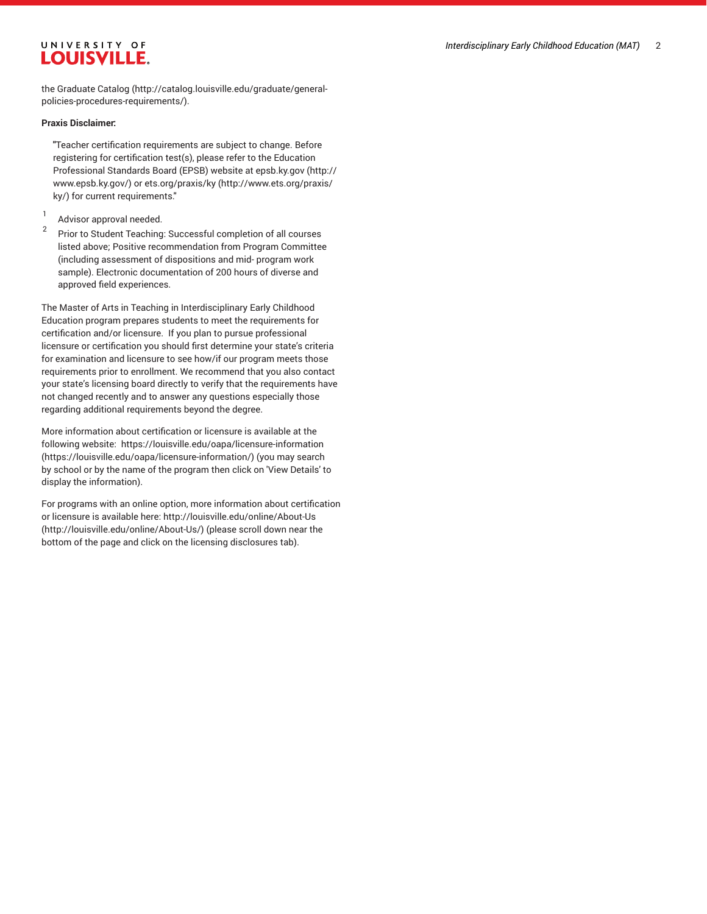the Graduate Catalog (http://catalog.louisville.edu/graduate/general-policies-procedures-requirements/).

**Praxis Disclaimer:**

> "Teacher certification requirements are subject to change. Before registering for certification test(s), please refer to the Education Professional Standards Board (EPSB) website at epsb.ky.gov (http://www.epsb.ky.gov/) or ets.org/praxis/ky (http://www.ets.org/praxis/ky/) for current requirements."

[1] Advisor approval needed.

[2] Prior to Student Teaching: Successful completion of all courses listed above; Positive recommendation from Program Committee (including assessment of dispositions and mid- program work sample). Electronic documentation of 200 hours of diverse and approved field experiences.

The Master of Arts in Teaching in Interdisciplinary Early Childhood Education program prepares students to meet the requirements for certification and/or licensure. If you plan to pursue professional licensure or certification you should first determine your state's criteria for examination and licensure to see how/if our program meets those requirements prior to enrollment. We recommend that you also contact your state's licensing board directly to verify that the requirements have not changed recently and to answer any questions especially those regarding additional requirements beyond the degree.

More information about certification or licensure is available at the following website: https://louisville.edu/oapa/licensure-information (https://louisville.edu/oapa/licensure-information/) (you may search by school or by the name of the program then click on 'View Details' to display the information).

For programs with an online option, more information about certification or licensure is available here: http://louisville.edu/online/About-Us (http://louisville.edu/online/About-Us/) (please scroll down near the bottom of the page and click on the licensing disclosures tab).